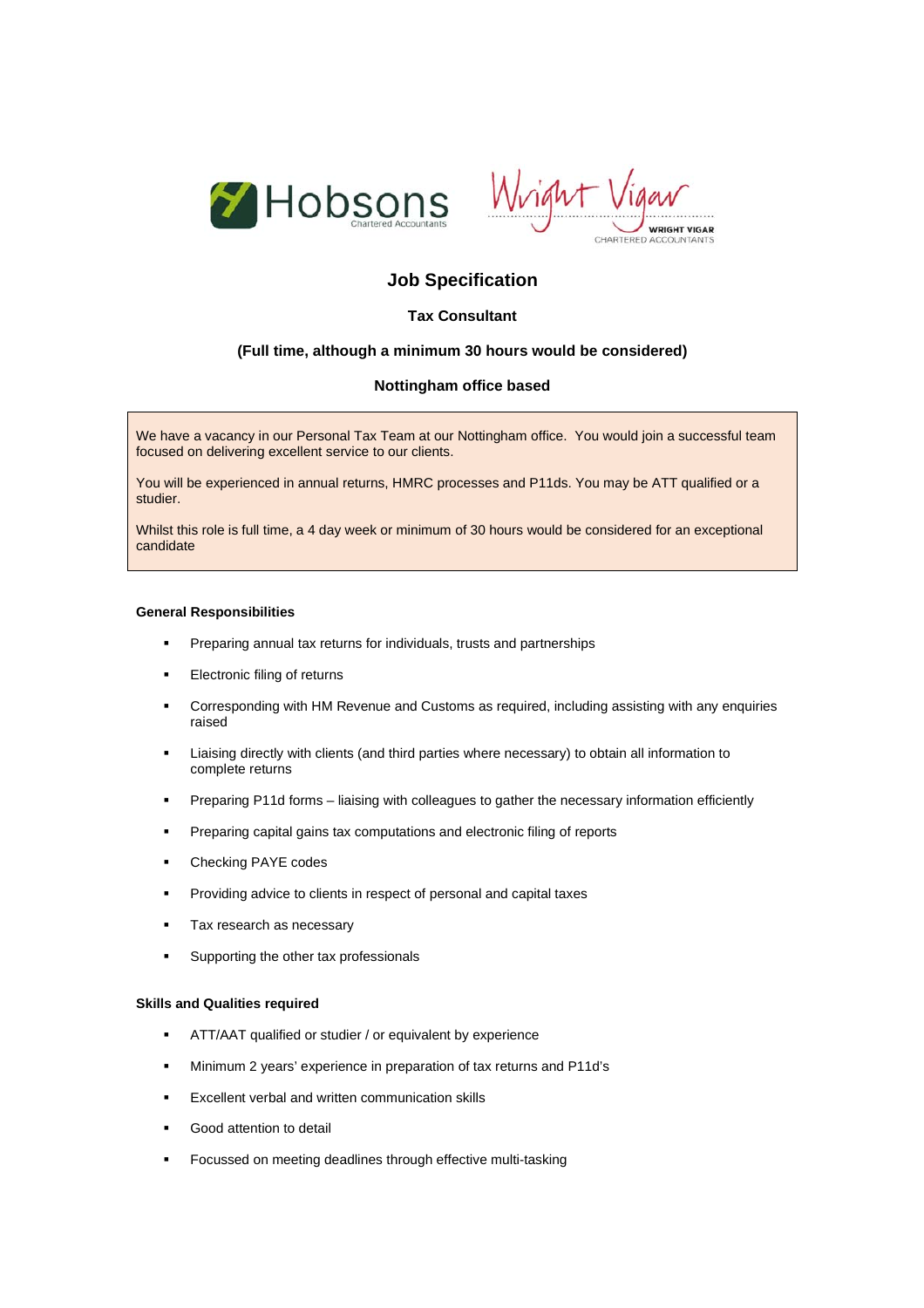Hobsons Chartered Accountants

Wright Vigar Chartered Accountants

# Job Specification

## Tax Consultant

**(Full time, although a minimum 30 hours would be considered)**

**Nottingham office based**

We have a vacancy in our Personal Tax Team at our Nottingham office. You would join a successful team focused on delivering excellent service to our clients.

You will be experienced in annual returns, HMRC processes and P11ds. You may be ATT qualified or a studier.

Whilst this role is full time, a 4 day week or minimum of 30 hours would be considered for an exceptional candidate

### General Responsibilities

- Preparing annual tax returns for individuals, trusts and partnerships
- Electronic filing of returns
- Corresponding with HM Revenue and Customs as required, including assisting with any enquiries raised
- Liaising directly with clients (and third parties where necessary) to obtain all information to complete returns
- Preparing P11d forms – liaising with colleagues to gather the necessary information efficiently
- Preparing capital gains tax computations and electronic filing of reports
- Checking PAYE codes
- Providing advice to clients in respect of personal and capital taxes
- Tax research as necessary
- Supporting the other tax professionals

### Skills and Qualities required

- ATT/AAT qualified or studier / or equivalent by experience
- Minimum 2 years' experience in preparation of tax returns and P11d's
- Excellent verbal and written communication skills
- Good attention to detail
- Focussed on meeting deadlines through effective multi-tasking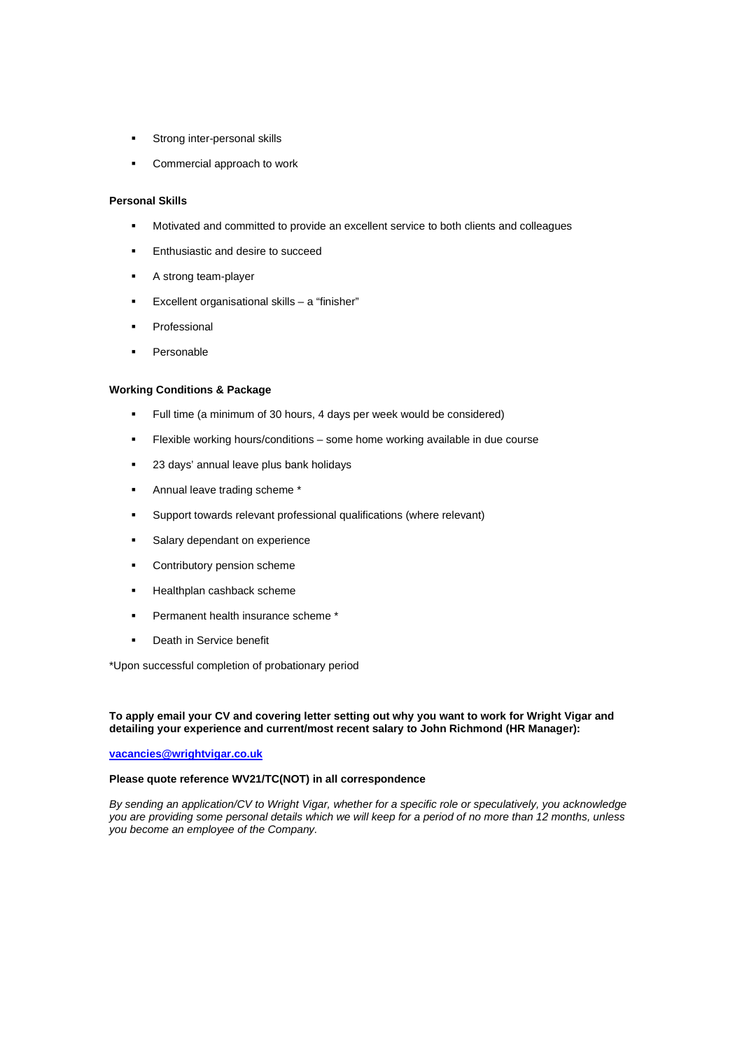- Strong inter-personal skills
- Commercial approach to work

**Personal Skills**

- Motivated and committed to provide an excellent service to both clients and colleagues
- Enthusiastic and desire to succeed
- A strong team-player
- Excellent organisational skills – a "finisher"
- Professional
- Personable

**Working Conditions & Package**

- Full time (a minimum of 30 hours, 4 days per week would be considered)
- Flexible working hours/conditions – some home working available in due course
- 23 days' annual leave plus bank holidays
- Annual leave trading scheme *
- Support towards relevant professional qualifications (where relevant)
- Salary dependant on experience
- Contributory pension scheme
- Healthplan cashback scheme
- Permanent health insurance scheme *
- Death in Service benefit

*Upon successful completion of probationary period

**To apply email your CV and covering letter setting out why you want to work for Wright Vigar and detailing your experience and current/most recent salary to John Richmond (HR Manager):**

**vacancies@wrightvigar.co.uk**

**Please quote reference WV21/TC(NOT) in all correspondence**

*By sending an application/CV to Wright Vigar, whether for a specific role or speculatively, you acknowledge you are providing some personal details which we will keep for a period of no more than 12 months, unless you become an employee of the Company.*